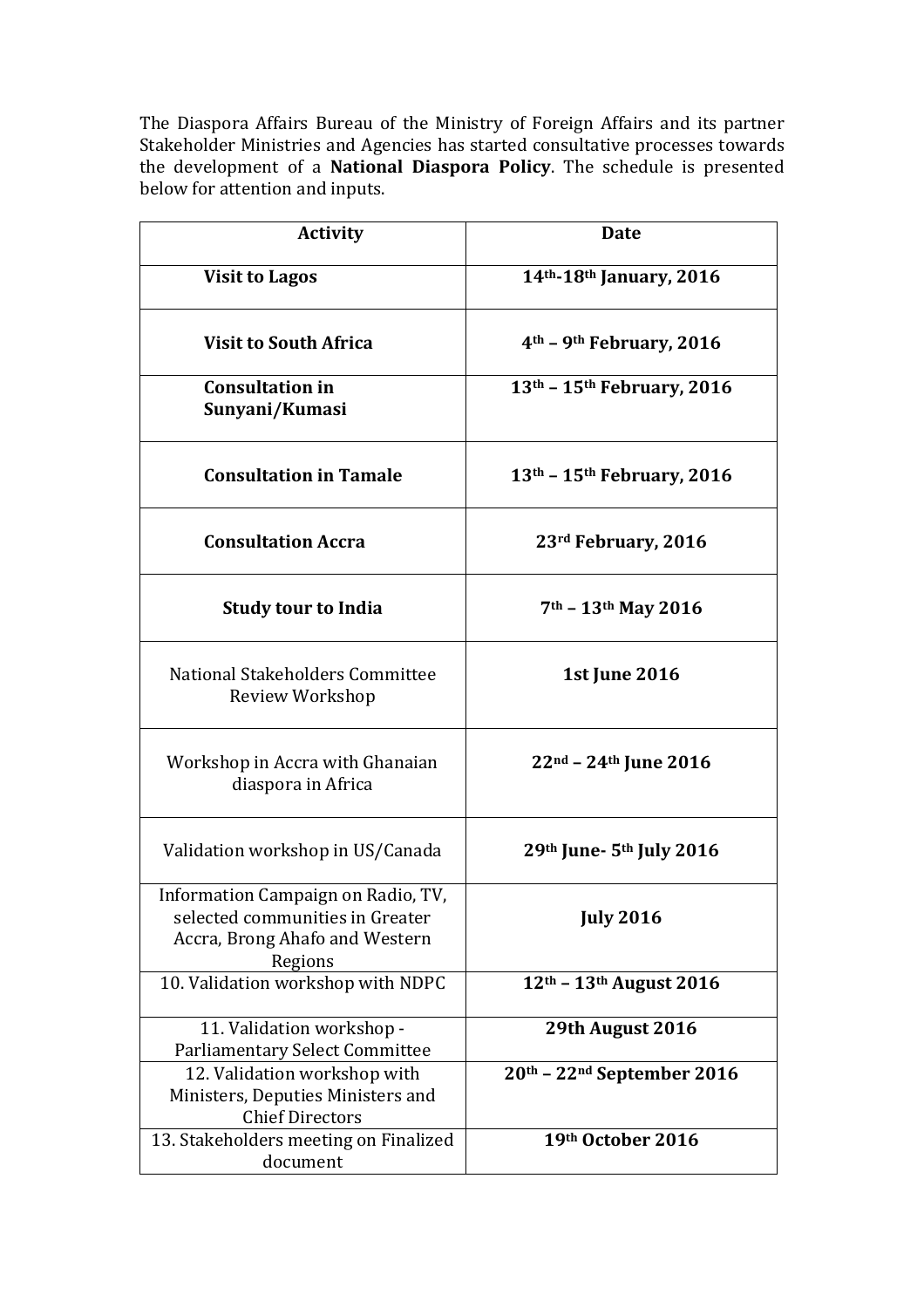The Diaspora Affairs Bureau of the Ministry of Foreign Affairs and its partner Stakeholder Ministries and Agencies has started consultative processes towards the development of a **National Diaspora Policy**. The schedule is presented below for attention and inputs.

| **Activity** | **Date** |
|---|---|
| **Visit to Lagos** | **14th-18th January, 2016** |
| **Visit to South Africa** | **4th – 9th February, 2016** |
| **Consultation in Sunyani/Kumasi** | **13th – 15th February, 2016** |
| **Consultation in Tamale** | **13th – 15th February, 2016** |
| **Consultation Accra** | **23rd February, 2016** |
| **Study tour to India** | **7th – 13th May 2016** |
| National Stakeholders Committee Review Workshop | **1st June 2016** |
| Workshop in Accra with Ghanaian diaspora in Africa | **22nd – 24th June 2016** |
| Validation workshop in US/Canada | **29th June- 5th July 2016** |
| Information Campaign on Radio, TV, selected communities in Greater Accra, Brong Ahafo and Western Regions | **July 2016** |
| 10. Validation workshop with NDPC | **12th – 13th August 2016** |
| 11. Validation workshop - Parliamentary Select Committee | **29th August 2016** |
| 12. Validation workshop with Ministers, Deputies Ministers and Chief Directors | **20th – 22nd September 2016** |
| 13. Stakeholders meeting on Finalized document | **19th October 2016** |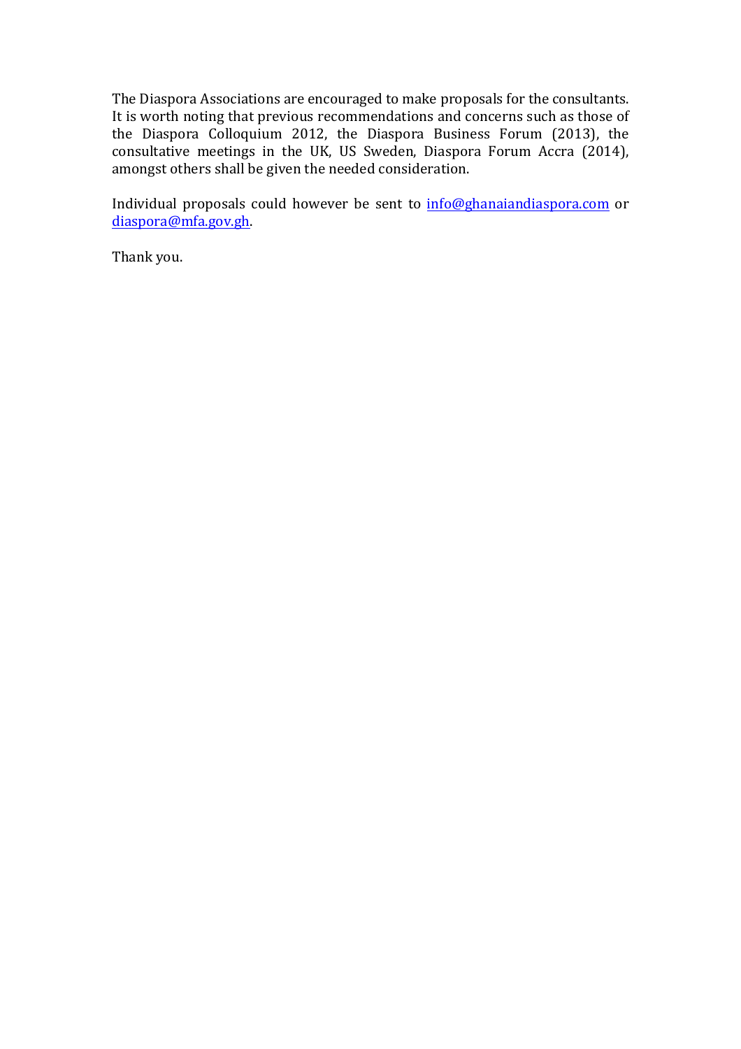The Diaspora Associations are encouraged to make proposals for the consultants. It is worth noting that previous recommendations and concerns such as those of the Diaspora Colloquium 2012, the Diaspora Business Forum (2013), the consultative meetings in the UK, US Sweden, Diaspora Forum Accra (2014), amongst others shall be given the needed consideration.

Individual proposals could however be sent to info@ghanaiandiaspora.com or diaspora@mfa.gov.gh.

Thank you.